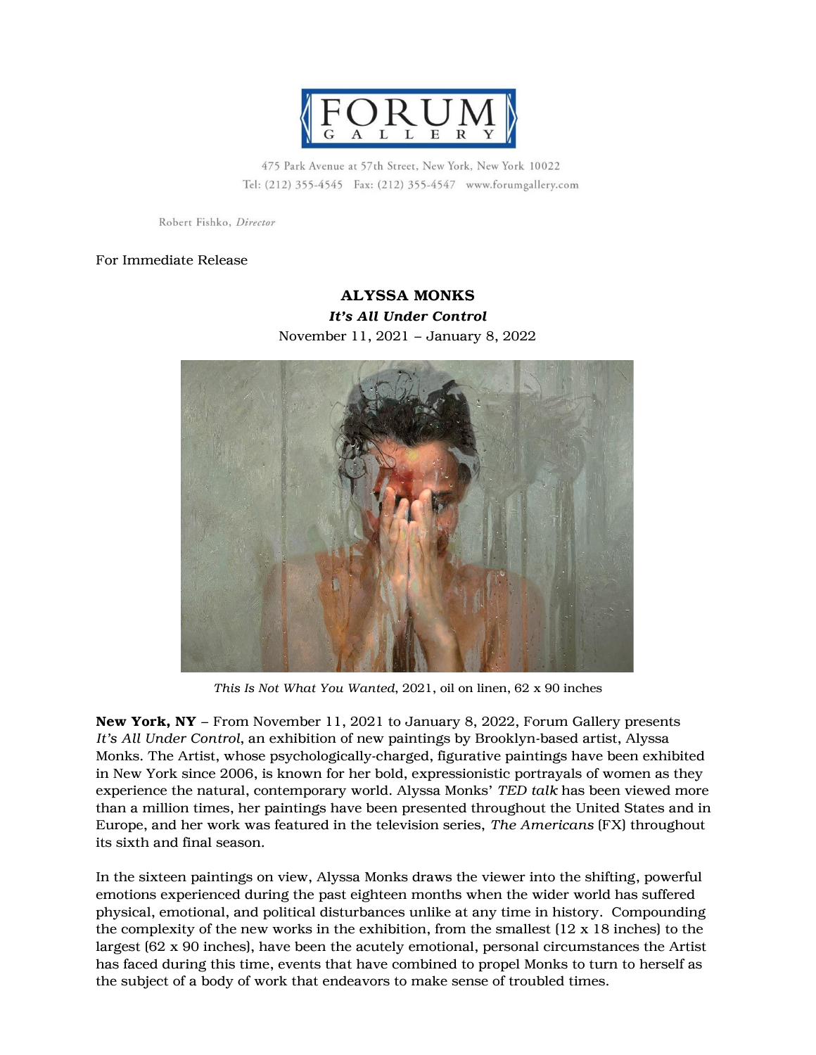FORUM GALLERY

475 Park Avenue at 57th Street, New York, New York 10022
Tel: (212) 355-4545 Fax: (212) 355-4547 www.forumgallery.com

Robert Fishko, *Director*

For Immediate Release

**ALYSSA MONKS**
***It's All Under Control***
November 11, 2021 – January 8, 2022

*This Is Not What You Wanted*, 2021, oil on linen, 62 x 90 inches

**New York, NY** – From November 11, 2021 to January 8, 2022, Forum Gallery presents *It's All Under Control*, an exhibition of new paintings by Brooklyn-based artist, Alyssa Monks. The Artist, whose psychologically-charged, figurative paintings have been exhibited in New York since 2006, is known for her bold, expressionistic portrayals of women as they experience the natural, contemporary world. Alyssa Monks' *TED talk* has been viewed more than a million times, her paintings have been presented throughout the United States and in Europe, and her work was featured in the television series, *The Americans* (FX) throughout its sixth and final season.

In the sixteen paintings on view, Alyssa Monks draws the viewer into the shifting, powerful emotions experienced during the past eighteen months when the wider world has suffered physical, emotional, and political disturbances unlike at any time in history. Compounding the complexity of the new works in the exhibition, from the smallest (12 x 18 inches) to the largest (62 x 90 inches), have been the acutely emotional, personal circumstances the Artist has faced during this time, events that have combined to propel Monks to turn to herself as the subject of a body of work that endeavors to make sense of troubled times.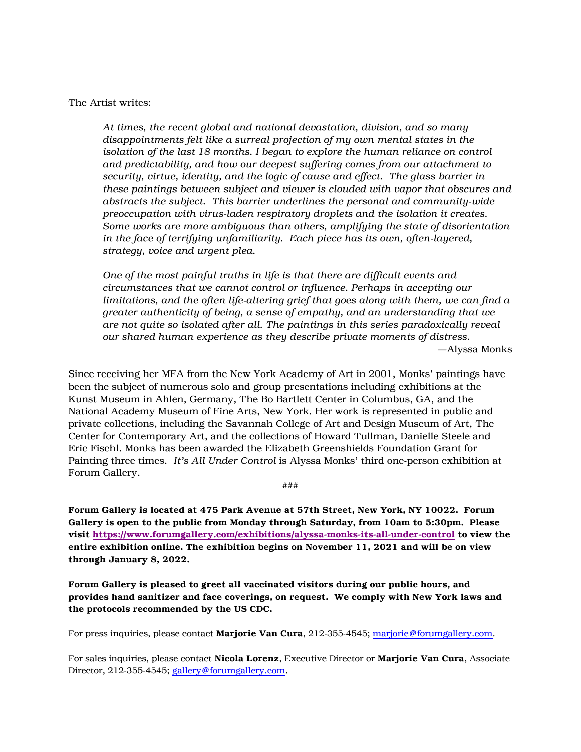The Artist writes:

> *At times, the recent global and national devastation, division, and so many disappointments felt like a surreal projection of my own mental states in the isolation of the last 18 months. I began to explore the human reliance on control and predictability, and how our deepest suffering comes from our attachment to security, virtue, identity, and the logic of cause and effect. The glass barrier in these paintings between subject and viewer is clouded with vapor that obscures and abstracts the subject. This barrier underlines the personal and community-wide preoccupation with virus-laden respiratory droplets and the isolation it creates. Some works are more ambiguous than others, amplifying the state of disorientation in the face of terrifying unfamiliarity. Each piece has its own, often-layered, strategy, voice and urgent plea.*
>
> *One of the most painful truths in life is that there are difficult events and circumstances that we cannot control or influence. Perhaps in accepting our limitations, and the often life-altering grief that goes along with them, we can find a greater authenticity of being, a sense of empathy, and an understanding that we are not quite so isolated after all. The paintings in this series paradoxically reveal our shared human experience as they describe private moments of distress.*
>
> —Alyssa Monks

Since receiving her MFA from the New York Academy of Art in 2001, Monks' paintings have been the subject of numerous solo and group presentations including exhibitions at the Kunst Museum in Ahlen, Germany, The Bo Bartlett Center in Columbus, GA, and the National Academy Museum of Fine Arts, New York. Her work is represented in public and private collections, including the Savannah College of Art and Design Museum of Art, The Center for Contemporary Art, and the collections of Howard Tullman, Danielle Steele and Eric Fischl. Monks has been awarded the Elizabeth Greenshields Foundation Grant for Painting three times. *It's All Under Control* is Alyssa Monks' third one-person exhibition at Forum Gallery.

###

**Forum Gallery is located at 475 Park Avenue at 57th Street, New York, NY 10022. Forum Gallery is open to the public from Monday through Saturday, from 10am to 5:30pm. Please visit https://www.forumgallery.com/exhibitions/alyssa-monks-its-all-under-control to view the entire exhibition online. The exhibition begins on November 11, 2021 and will be on view through January 8, 2022.**

**Forum Gallery is pleased to greet all vaccinated visitors during our public hours, and provides hand sanitizer and face coverings, on request. We comply with New York laws and the protocols recommended by the US CDC.**

For press inquiries, please contact **Marjorie Van Cura**, 212-355-4545; marjorie@forumgallery.com.

For sales inquiries, please contact **Nicola Lorenz**, Executive Director or **Marjorie Van Cura**, Associate Director, 212-355-4545; gallery@forumgallery.com.